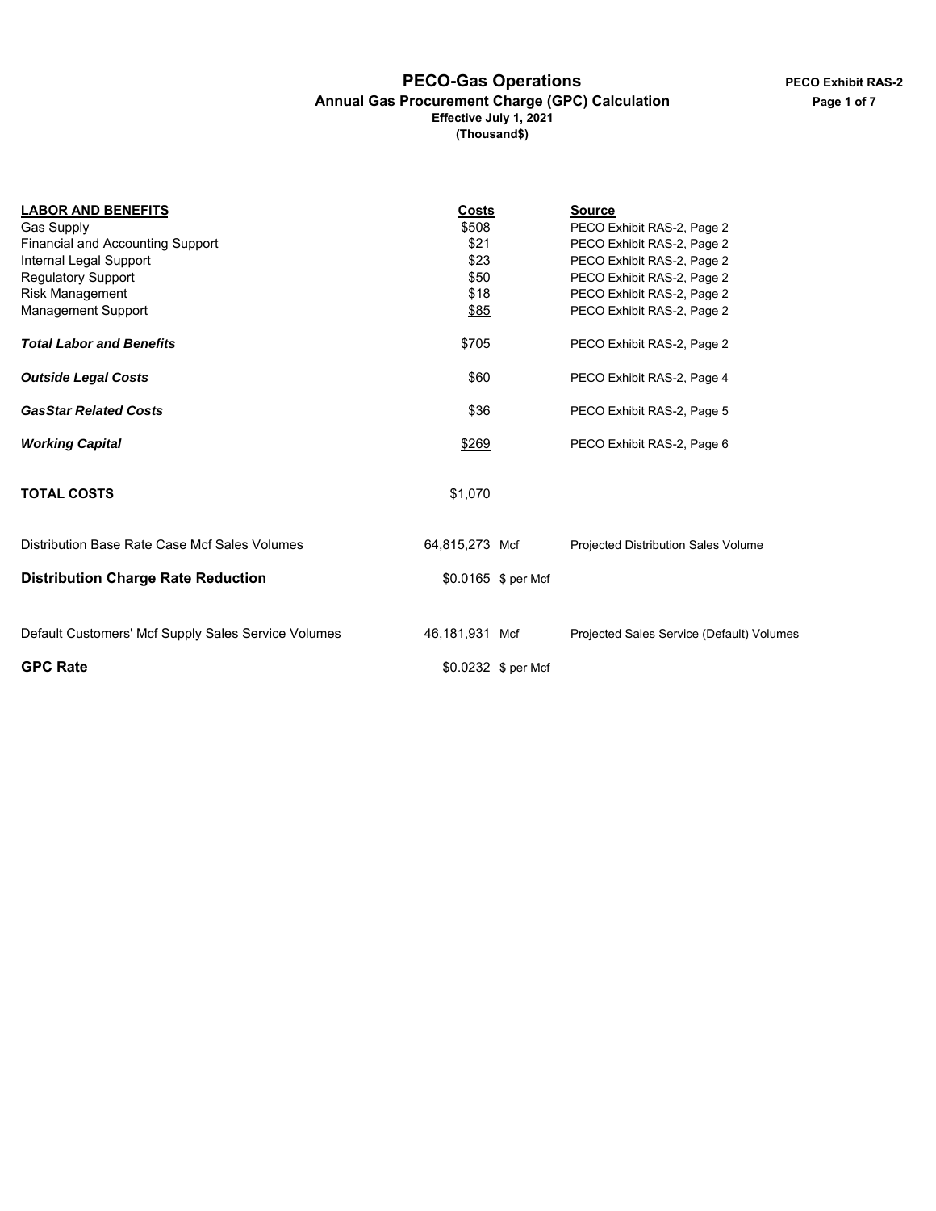# PECO-Gas Operations

**PECO Exhibit RAS-2**

## Annual Gas Procurement Charge (GPC) Calculation

**Effective July 1, 2021**

**(Thousand$)**

| **LABOR AND BENEFITS** | **Costs** | | **Source** |
|---|---|---|---|
| Gas Supply | $508 | | PECO Exhibit RAS-2, Page 2 |
| Financial and Accounting Support | $21 | | PECO Exhibit RAS-2, Page 2 |
| Internal Legal Support | $23 | | PECO Exhibit RAS-2, Page 2 |
| Regulatory Support | $50 | | PECO Exhibit RAS-2, Page 2 |
| Risk Management | $18 | | PECO Exhibit RAS-2, Page 2 |
| Management Support | $85 | | PECO Exhibit RAS-2, Page 2 |
| ***Total Labor and Benefits*** | $705 | | PECO Exhibit RAS-2, Page 2 |
| ***Outside Legal Costs*** | $60 | | PECO Exhibit RAS-2, Page 4 |
| ***GasStar Related Costs*** | $36 | | PECO Exhibit RAS-2, Page 5 |
| ***Working Capital*** | $269 | | PECO Exhibit RAS-2, Page 6 |
| **TOTAL COSTS** | $1,070 | | |
| Distribution Base Rate Case Mcf Sales Volumes | 64,815,273 | Mcf | Projected Distribution Sales Volume |
| **Distribution Charge Rate Reduction** | $0.0165 | $ per Mcf | |
| Default Customers' Mcf Supply Sales Service Volumes | 46,181,931 | Mcf | Projected Sales Service (Default) Volumes |
| **GPC Rate** | $0.0232 | $ per Mcf | |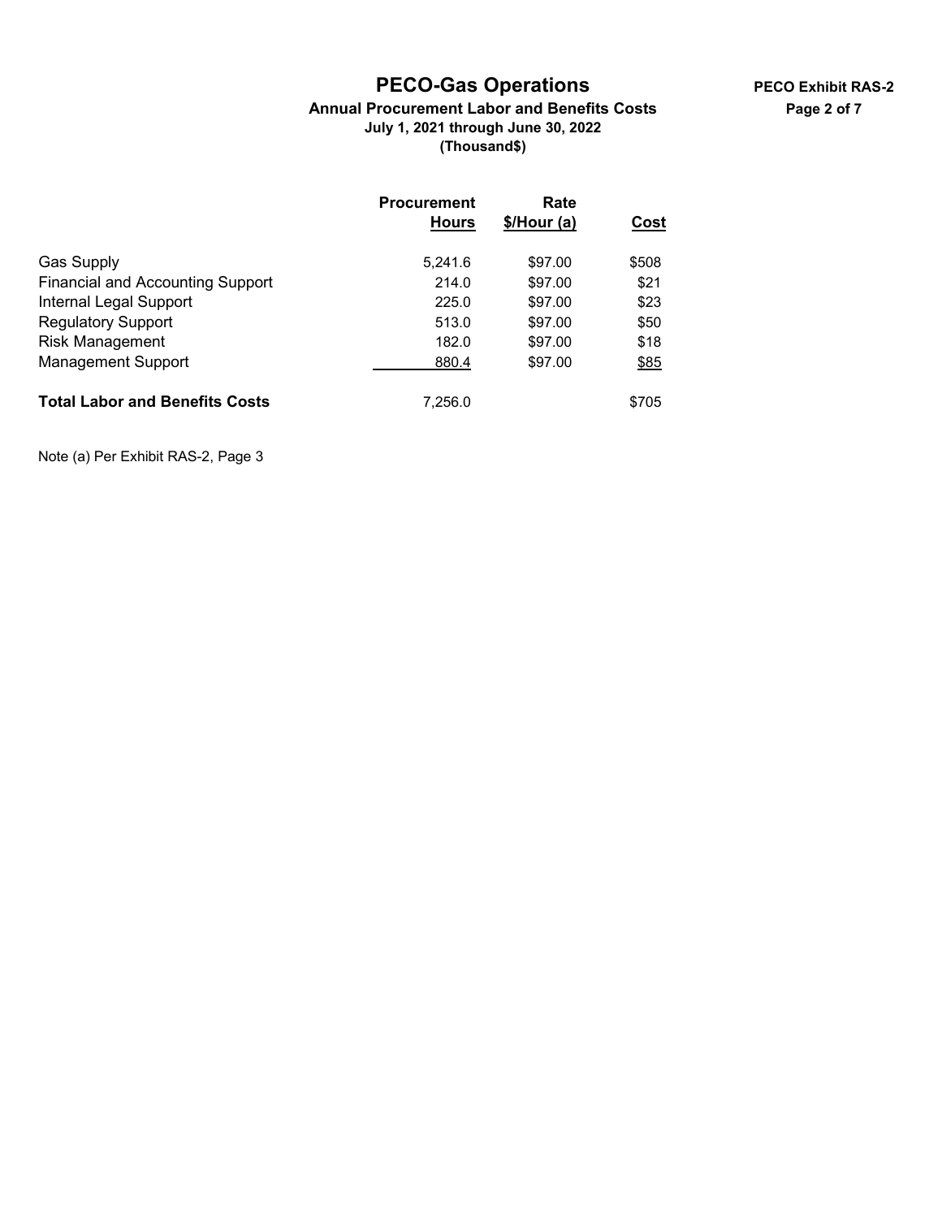# PECO-Gas Operations

**PECO Exhibit RAS-2**

**Annual Procurement Labor and Benefits Costs**
**July 1, 2021 through June 30, 2022**
**(Thousand$)**

| | Procurement Hours | Rate $/Hour (a) | Cost |
|---|---|---|---|
| Gas Supply | 5,241.6 | $97.00 | $508 |
| Financial and Accounting Support | 214.0 | $97.00 | $21 |
| Internal Legal Support | 225.0 | $97.00 | $23 |
| Regulatory Support | 513.0 | $97.00 | $50 |
| Risk Management | 182.0 | $97.00 | $18 |
| Management Support | 880.4 | $97.00 | $85 |
| **Total Labor and Benefits Costs** | 7,256.0 | | $705 |

Note (a) Per Exhibit RAS-2, Page 3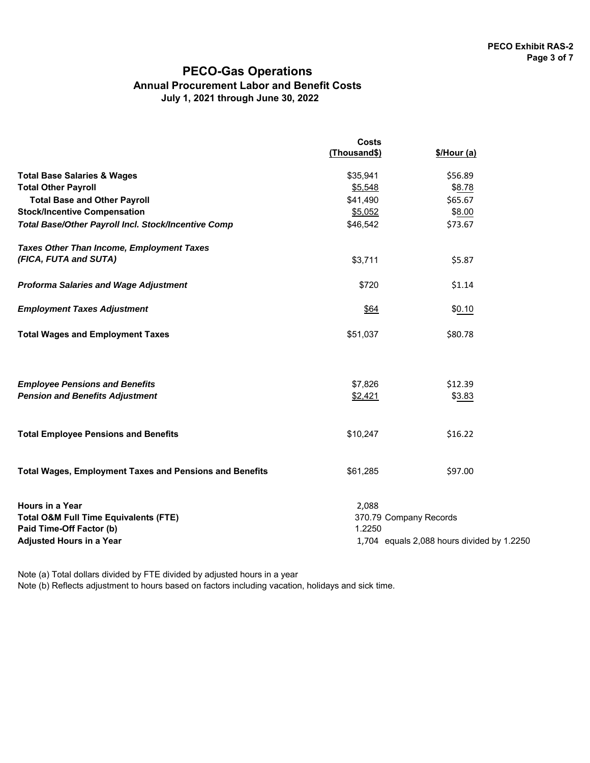PECO Exhibit RAS-2

# PECO-Gas Operations

## Annual Procurement Labor and Benefit Costs

### July 1, 2021 through June 30, 2022

| | Costs (Thousand$) | $/Hour (a) |
|---|---|---|
| **Total Base Salaries & Wages** | $35,941 | $56.89 |
| **Total Other Payroll** | $5,548 | $8.78 |
| **Total Base and Other Payroll** | $41,490 | $65.67 |
| **Stock/Incentive Compensation** | $5,052 | $8.00 |
| ***Total Base/Other Payroll Incl. Stock/Incentive Comp*** | $46,542 | $73.67 |
| ***Taxes Other Than Income, Employment Taxes (FICA, FUTA and SUTA)*** | $3,711 | $5.87 |
| ***Proforma Salaries and Wage Adjustment*** | $720 | $1.14 |
| ***Employment Taxes Adjustment*** | $64 | $0.10 |
| **Total Wages and Employment Taxes** | $51,037 | $80.78 |
| ***Employee Pensions and Benefits*** | $7,826 | $12.39 |
| ***Pension and Benefits Adjustment*** | $2,421 | $3.83 |
| **Total Employee Pensions and Benefits** | $10,247 | $16.22 |
| **Total Wages, Employment Taxes and Pensions and Benefits** | $61,285 | $97.00 |

| | | |
|---|---|---|
| **Hours in a Year** | 2,088 | |
| **Total O&M Full Time Equivalents (FTE)** | 370.79 | Company Records |
| **Paid Time-Off Factor (b)** | 1.2250 | |
| **Adjusted Hours in a Year** | 1,704 | equals 2,088 hours divided by 1.2250 |

Note (a) Total dollars divided by FTE divided by adjusted hours in a year

Note (b) Reflects adjustment to hours based on factors including vacation, holidays and sick time.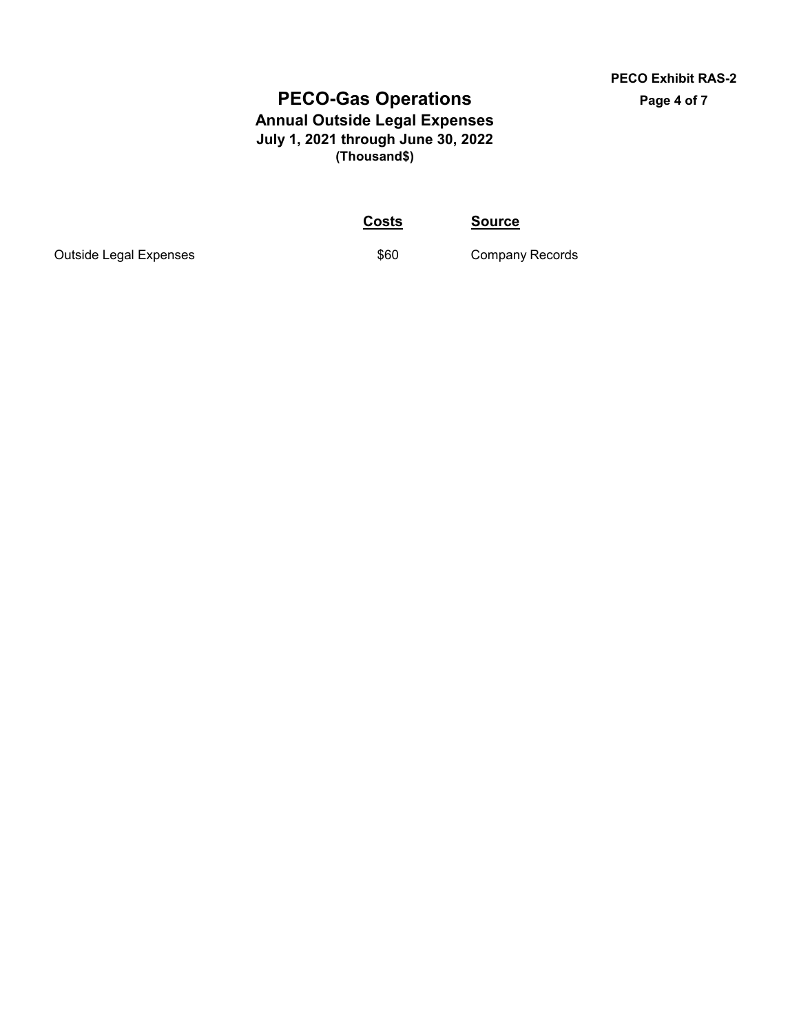PECO Exhibit RAS-2

# PECO-Gas Operations

## Annual Outside Legal Expenses

### July 1, 2021 through June 30, 2022

**(Thousand$)**

| | Costs | Source |
|---|---|---|
| Outside Legal Expenses | $60 | Company Records |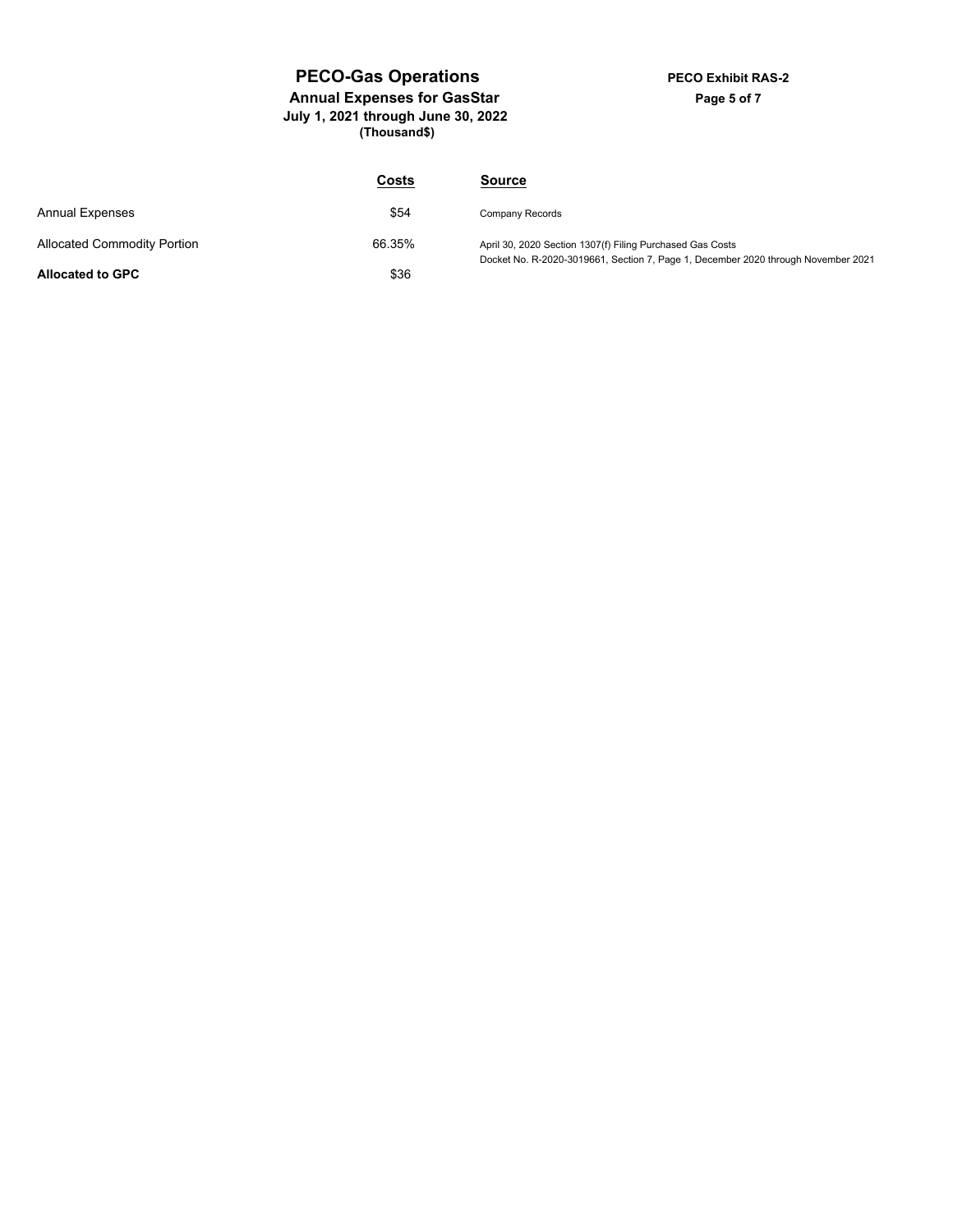# PECO-Gas Operations

**PECO Exhibit RAS-2**

## Annual Expenses for GasStar

**July 1, 2021 through June 30, 2022**

**(Thousand$)**

| | Costs | Source |
|---|---|---|
| Annual Expenses | \$54 | Company Records |
| Allocated Commodity Portion | 66.35% | April 30, 2020 Section 1307(f) Filing Purchased Gas Costs Docket No. R-2020-3019661, Section 7, Page 1, December 2020 through November 2021 |
| **Allocated to GPC** | \$36 | |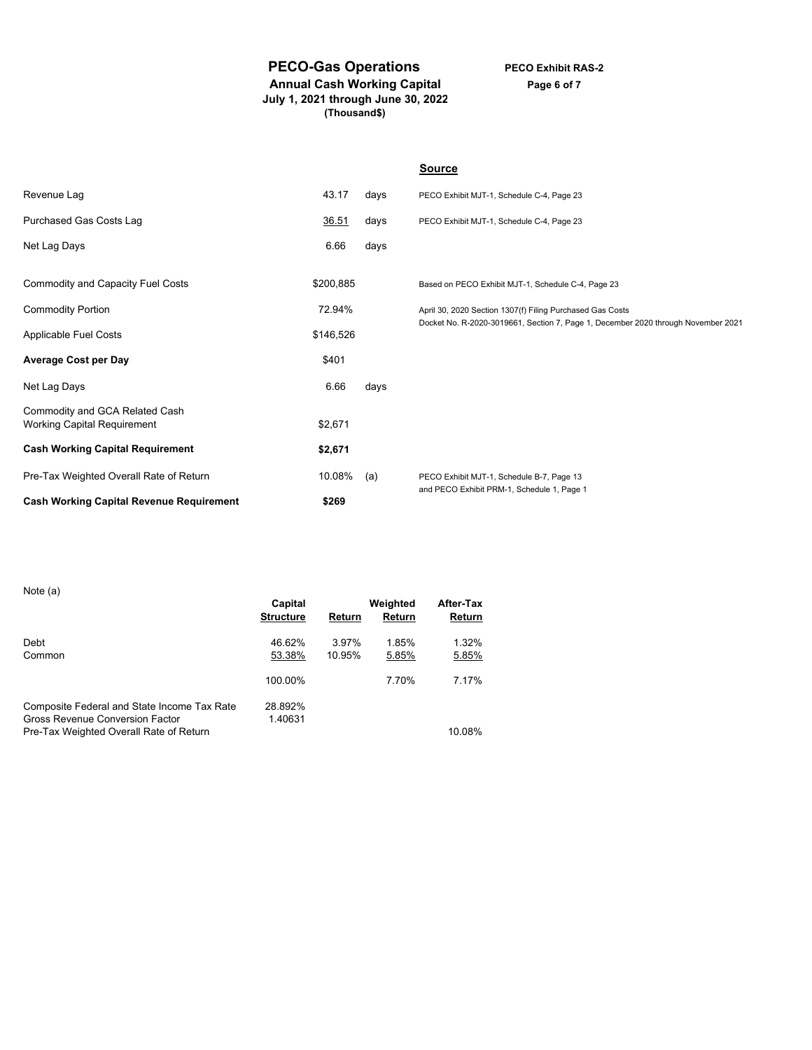# PECO-Gas Operations

**PECO Exhibit RAS-2**

## Annual Cash Working Capital

**July 1, 2021 through June 30, 2022**

**(Thousand$)**

| | | | Source |
|---|---|---|---|
| Revenue Lag | 43.17 | days | PECO Exhibit MJT-1, Schedule C-4, Page 23 |
| Purchased Gas Costs Lag | 36.51 | days | PECO Exhibit MJT-1, Schedule C-4, Page 23 |
| Net Lag Days | 6.66 | days | |
| Commodity and Capacity Fuel Costs | $200,885 | | Based on PECO Exhibit MJT-1, Schedule C-4, Page 23 |
| Commodity Portion | 72.94% | | April 30, 2020 Section 1307(f) Filing Purchased Gas Costs Docket No. R-2020-3019661, Section 7, Page 1, December 2020 through November 2021 |
| Applicable Fuel Costs | $146,526 | | |
| **Average Cost per Day** | $401 | | |
| Net Lag Days | 6.66 | days | |
| Commodity and GCA Related Cash Working Capital Requirement | $2,671 | | |
| **Cash Working Capital Requirement** | **$2,671** | | |
| Pre-Tax Weighted Overall Rate of Return | 10.08% | (a) | PECO Exhibit MJT-1, Schedule B-7, Page 13 and PECO Exhibit PRM-1, Schedule 1, Page 1 |
| **Cash Working Capital Revenue Requirement** | **$269** | | |

Note (a)

| | Capital Structure | Return | Weighted Return | After-Tax Return |
|---|---|---|---|---|
| Debt | 46.62% | 3.97% | 1.85% | 1.32% |
| Common | 53.38% | 10.95% | 5.85% | 5.85% |
| | 100.00% | | 7.70% | 7.17% |
| Composite Federal and State Income Tax Rate | 28.892% | | | |
| Gross Revenue Conversion Factor | 1.40631 | | | |
| Pre-Tax Weighted Overall Rate of Return | | | | 10.08% |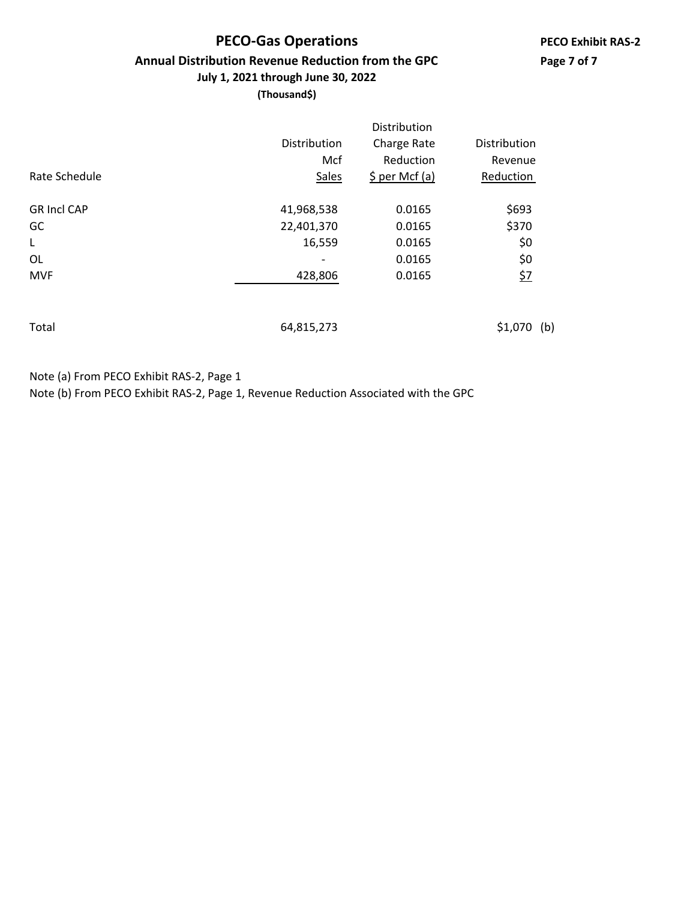# PECO-Gas Operations

PECO Exhibit RAS-2

## Annual Distribution Revenue Reduction from the GPC

### July 1, 2021 through June 30, 2022

**(Thousand$)**

| Rate Schedule | Distribution Mcf Sales | Distribution Charge Rate Reduction $ per Mcf (a) | Distribution Revenue Reduction |
|---|---|---|---|
| GR Incl CAP | 41,968,538 | 0.0165 | $693 |
| GC | 22,401,370 | 0.0165 | $370 |
| L | 16,559 | 0.0165 | $0 |
| OL | - | 0.0165 | $0 |
| MVF | 428,806 | 0.0165 | $7 |
| Total | 64,815,273 | | $1,070 (b) |

Note (a) From PECO Exhibit RAS-2, Page 1

Note (b) From PECO Exhibit RAS-2, Page 1, Revenue Reduction Associated with the GPC